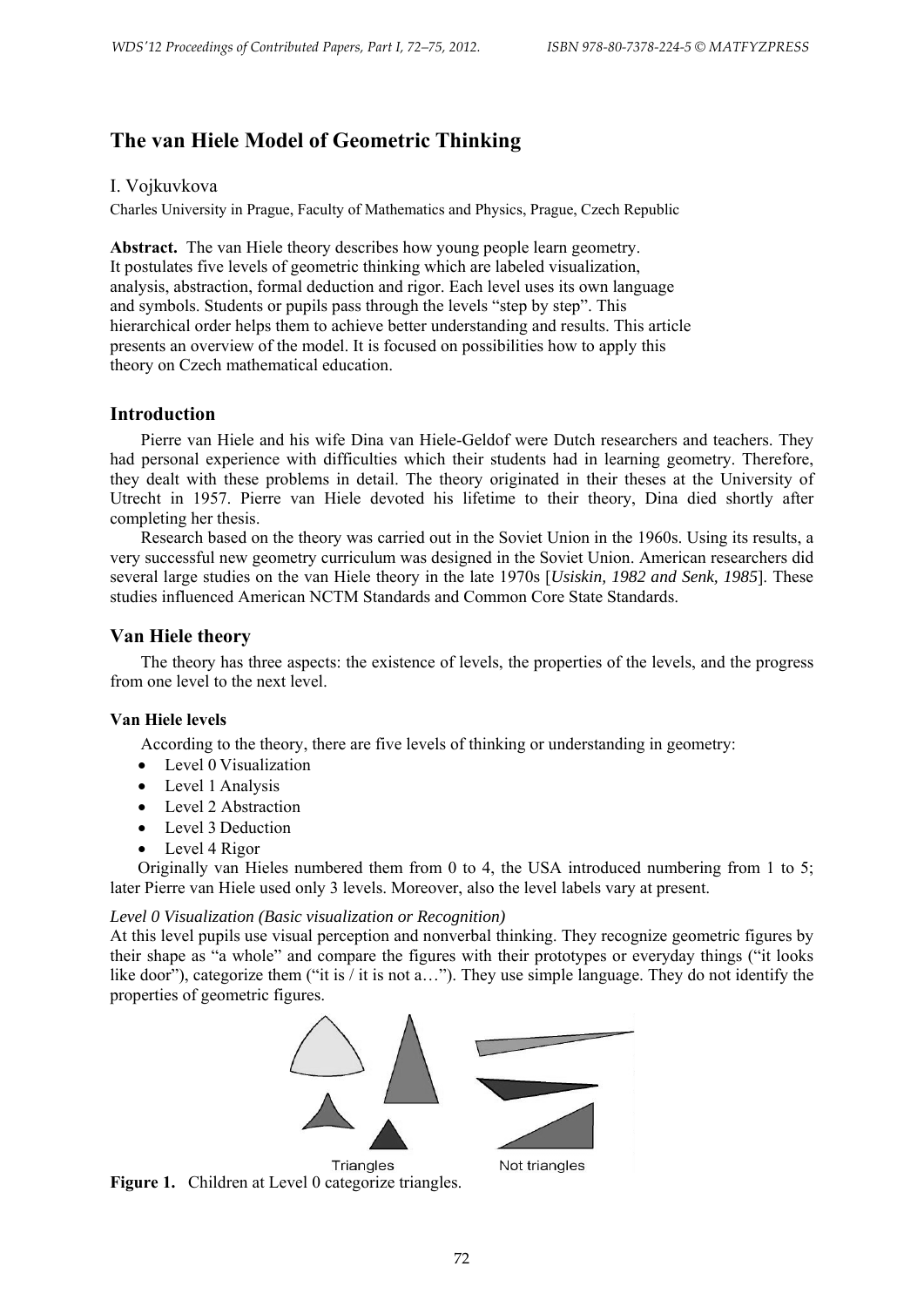# The van Hiele Model of Geometric Thinking

I. Vojkuvkova

Charles University in Prague, Faculty of Mathematics and Physics, Prague, Czech Republic

**Abstract.** The van Hiele theory describes how young people learn geometry. It postulates five levels of geometric thinking which are labeled visualization, analysis, abstraction, formal deduction and rigor. Each level uses its own language and symbols. Students or pupils pass through the levels "step by step". This hierarchical order helps them to achieve better understanding and results. This article presents an overview of the model. It is focused on possibilities how to apply this theory on Czech mathematical education.

## Introduction

Pierre van Hiele and his wife Dina van Hiele-Geldof were Dutch researchers and teachers. They had personal experience with difficulties which their students had in learning geometry. Therefore, they dealt with these problems in detail. The theory originated in their theses at the University of Utrecht in 1957. Pierre van Hiele devoted his lifetime to their theory, Dina died shortly after completing her thesis.

Research based on the theory was carried out in the Soviet Union in the 1960s. Using its results, a very successful new geometry curriculum was designed in the Soviet Union. American researchers did several large studies on the van Hiele theory in the late 1970s [*Usiskin, 1982 and Senk, 1985*]. These studies influenced American NCTM Standards and Common Core State Standards.

## Van Hiele theory

The theory has three aspects: the existence of levels, the properties of the levels, and the progress from one level to the next level.

### Van Hiele levels

According to the theory, there are five levels of thinking or understanding in geometry:

- Level 0 Visualization
- Level 1 Analysis
- Level 2 Abstraction
- Level 3 Deduction
- Level 4 Rigor

Originally van Hieles numbered them from 0 to 4, the USA introduced numbering from 1 to 5; later Pierre van Hiele used only 3 levels. Moreover, also the level labels vary at present.

*Level 0 Visualization (Basic visualization or Recognition)*

At this level pupils use visual perception and nonverbal thinking. They recognize geometric figures by their shape as "a whole" and compare the figures with their prototypes or everyday things ("it looks like door"), categorize them ("it is / it is not a…"). They use simple language. They do not identify the properties of geometric figures.

Triangles Not triangles

**Figure 1.** Children at Level 0 categorize triangles.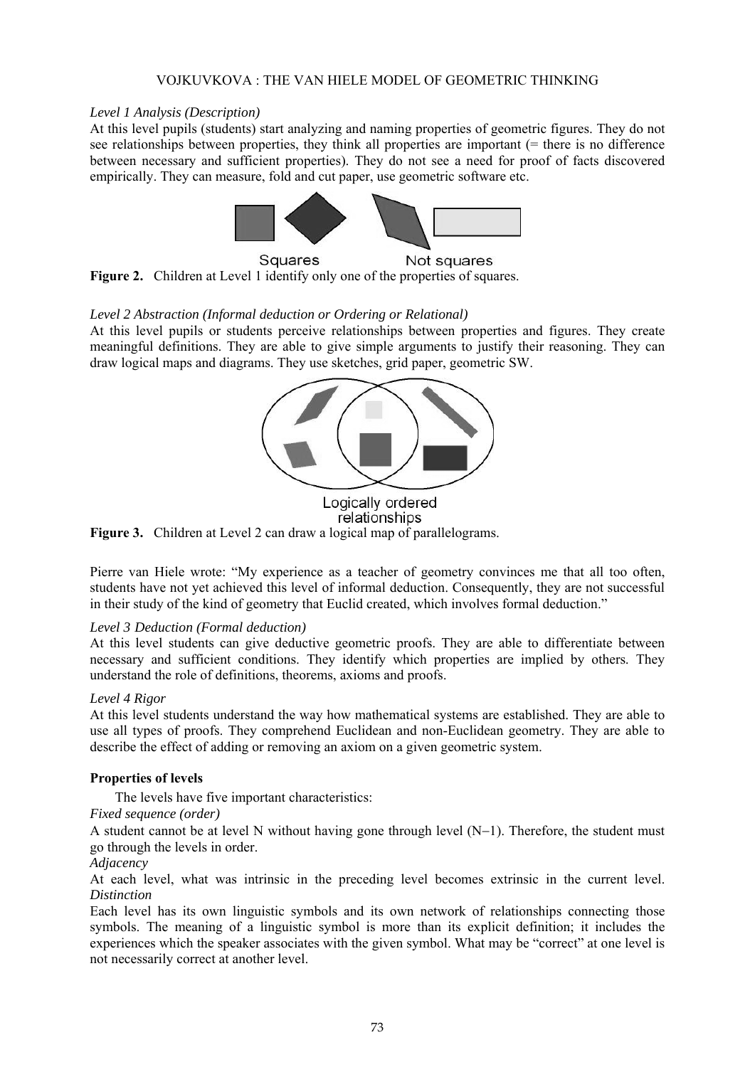*Level 1 Analysis (Description)*

At this level pupils (students) start analyzing and naming properties of geometric figures. They do not see relationships between properties, they think all properties are important (= there is no difference between necessary and sufficient properties). They do not see a need for proof of facts discovered empirically. They can measure, fold and cut paper, use geometric software etc.

**Figure 2.** Children at Level 1 identify only one of the properties of squares.

*Level 2 Abstraction (Informal deduction or Ordering or Relational)*

At this level pupils or students perceive relationships between properties and figures. They create meaningful definitions. They are able to give simple arguments to justify their reasoning. They can draw logical maps and diagrams. They use sketches, grid paper, geometric SW.

**Figure 3.** Children at Level 2 can draw a logical map of parallelograms.

Pierre van Hiele wrote: "My experience as a teacher of geometry convinces me that all too often, students have not yet achieved this level of informal deduction. Consequently, they are not successful in their study of the kind of geometry that Euclid created, which involves formal deduction."

*Level 3 Deduction (Formal deduction)*

At this level students can give deductive geometric proofs. They are able to differentiate between necessary and sufficient conditions. They identify which properties are implied by others. They understand the role of definitions, theorems, axioms and proofs.

*Level 4 Rigor*

At this level students understand the way how mathematical systems are established. They are able to use all types of proofs. They comprehend Euclidean and non-Euclidean geometry. They are able to describe the effect of adding or removing an axiom on a given geometric system.

**Properties of levels**

The levels have five important characteristics:

*Fixed sequence (order)*

A student cannot be at level N without having gone through level (N−1). Therefore, the student must go through the levels in order.

*Adjacency*

At each level, what was intrinsic in the preceding level becomes extrinsic in the current level.

*Distinction*

Each level has its own linguistic symbols and its own network of relationships connecting those symbols. The meaning of a linguistic symbol is more than its explicit definition; it includes the experiences which the speaker associates with the given symbol. What may be "correct" at one level is not necessarily correct at another level.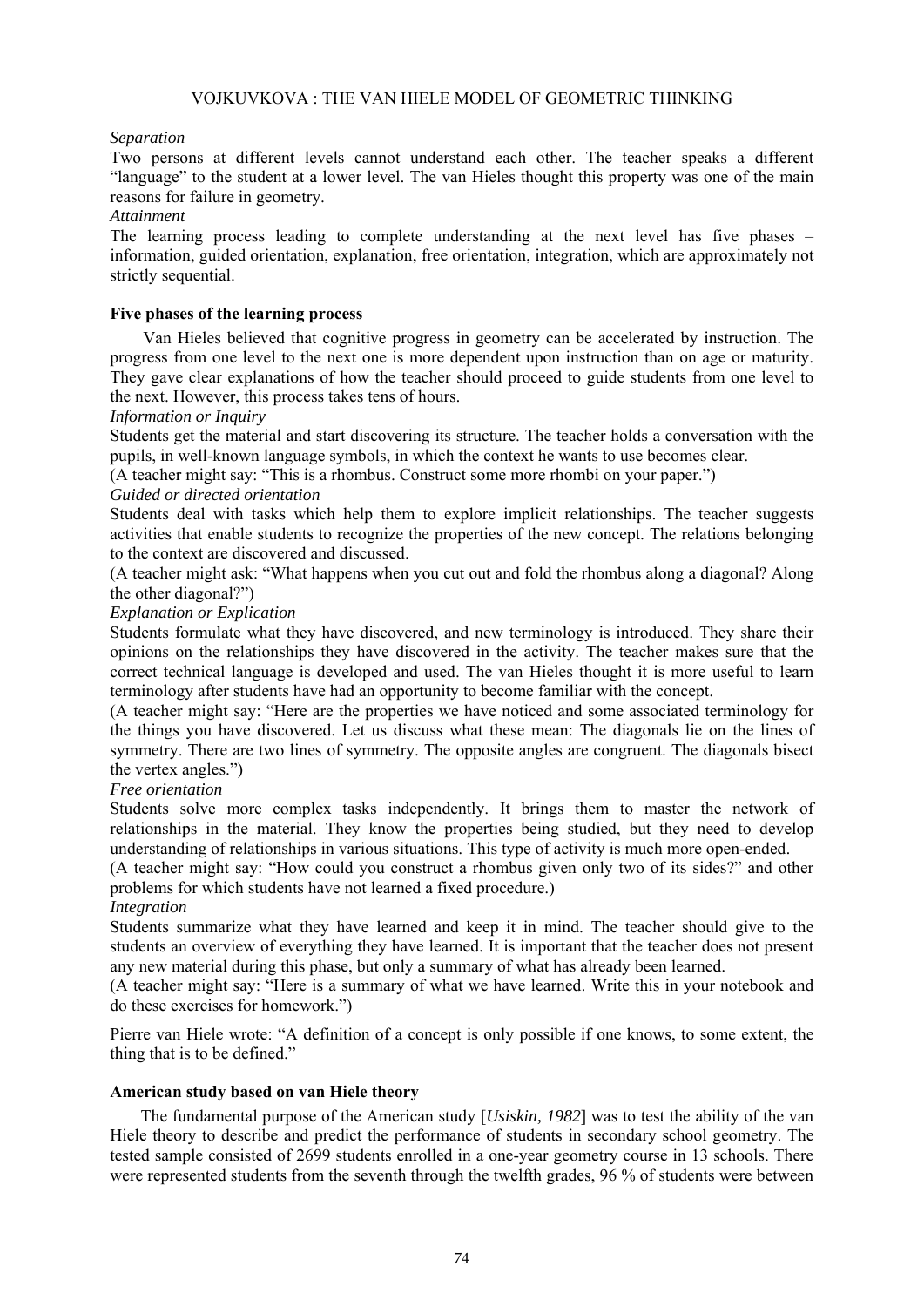*Separation*

Two persons at different levels cannot understand each other. The teacher speaks a different "language" to the student at a lower level. The van Hieles thought this property was one of the main reasons for failure in geometry.

*Attainment*

The learning process leading to complete understanding at the next level has five phases – information, guided orientation, explanation, free orientation, integration, which are approximately not strictly sequential.

**Five phases of the learning process**

Van Hieles believed that cognitive progress in geometry can be accelerated by instruction. The progress from one level to the next one is more dependent upon instruction than on age or maturity. They gave clear explanations of how the teacher should proceed to guide students from one level to the next. However, this process takes tens of hours.

*Information or Inquiry*

Students get the material and start discovering its structure. The teacher holds a conversation with the pupils, in well-known language symbols, in which the context he wants to use becomes clear.

(A teacher might say: "This is a rhombus. Construct some more rhombi on your paper.")

*Guided or directed orientation*

Students deal with tasks which help them to explore implicit relationships. The teacher suggests activities that enable students to recognize the properties of the new concept. The relations belonging to the context are discovered and discussed.

(A teacher might ask: "What happens when you cut out and fold the rhombus along a diagonal? Along the other diagonal?")

*Explanation or Explication*

Students formulate what they have discovered, and new terminology is introduced. They share their opinions on the relationships they have discovered in the activity. The teacher makes sure that the correct technical language is developed and used. The van Hieles thought it is more useful to learn terminology after students have had an opportunity to become familiar with the concept.

(A teacher might say: "Here are the properties we have noticed and some associated terminology for the things you have discovered. Let us discuss what these mean: The diagonals lie on the lines of symmetry. There are two lines of symmetry. The opposite angles are congruent. The diagonals bisect the vertex angles.")

*Free orientation*

Students solve more complex tasks independently. It brings them to master the network of relationships in the material. They know the properties being studied, but they need to develop understanding of relationships in various situations. This type of activity is much more open-ended.

(A teacher might say: "How could you construct a rhombus given only two of its sides?" and other problems for which students have not learned a fixed procedure.)

*Integration*

Students summarize what they have learned and keep it in mind. The teacher should give to the students an overview of everything they have learned. It is important that the teacher does not present any new material during this phase, but only a summary of what has already been learned.

(A teacher might say: "Here is a summary of what we have learned. Write this in your notebook and do these exercises for homework.")

Pierre van Hiele wrote: "A definition of a concept is only possible if one knows, to some extent, the thing that is to be defined."

**American study based on van Hiele theory**

The fundamental purpose of the American study [*Usiskin, 1982*] was to test the ability of the van Hiele theory to describe and predict the performance of students in secondary school geometry. The tested sample consisted of 2699 students enrolled in a one-year geometry course in 13 schools. There were represented students from the seventh through the twelfth grades, 96 % of students were between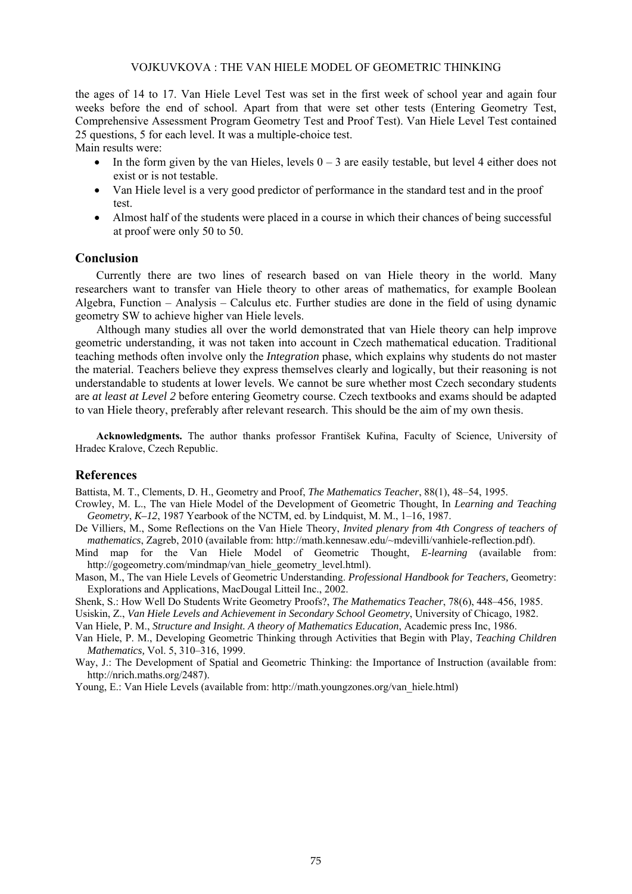the ages of 14 to 17. Van Hiele Level Test was set in the first week of school year and again four weeks before the end of school. Apart from that were set other tests (Entering Geometry Test, Comprehensive Assessment Program Geometry Test and Proof Test). Van Hiele Level Test contained 25 questions, 5 for each level. It was a multiple-choice test.

Main results were:

- In the form given by the van Hieles, levels 0 – 3 are easily testable, but level 4 either does not exist or is not testable.
- Van Hiele level is a very good predictor of performance in the standard test and in the proof test.
- Almost half of the students were placed in a course in which their chances of being successful at proof were only 50 to 50.

## Conclusion

Currently there are two lines of research based on van Hiele theory in the world. Many researchers want to transfer van Hiele theory to other areas of mathematics, for example Boolean Algebra, Function – Analysis – Calculus etc. Further studies are done in the field of using dynamic geometry SW to achieve higher van Hiele levels.

Although many studies all over the world demonstrated that van Hiele theory can help improve geometric understanding, it was not taken into account in Czech mathematical education. Traditional teaching methods often involve only the *Integration* phase, which explains why students do not master the material. Teachers believe they express themselves clearly and logically, but their reasoning is not understandable to students at lower levels. We cannot be sure whether most Czech secondary students are *at least at Level 2* before entering Geometry course. Czech textbooks and exams should be adapted to van Hiele theory, preferably after relevant research. This should be the aim of my own thesis.

**Acknowledgments.** The author thanks professor František Kuřina, Faculty of Science, University of Hradec Kralove, Czech Republic.

## References

Battista, M. T., Clements, D. H., Geometry and Proof, *The Mathematics Teacher*, 88(1), 48–54, 1995.

Crowley, M. L., The van Hiele Model of the Development of Geometric Thought, In *Learning and Teaching Geometry*, *K–12*, 1987 Yearbook of the NCTM, ed. by Lindquist, M. M., 1–16, 1987.

De Villiers, M., Some Reflections on the Van Hiele Theory, *Invited plenary from 4th Congress of teachers of mathematics*, Zagreb, 2010 (available from: http://math.kennesaw.edu/~mdevilli/vanhiele-reflection.pdf).

Mind map for the Van Hiele Model of Geometric Thought, *E-learning* (available from: http://gogeometry.com/mindmap/van_hiele_geometry_level.html).

Mason, M., The van Hiele Levels of Geometric Understanding. *Professional Handbook for Teachers,* Geometry: Explorations and Applications, MacDougal Litteil Inc., 2002.

Shenk, S.: How Well Do Students Write Geometry Proofs?, *The Mathematics Teacher*, 78(6), 448–456, 1985.

Usiskin, Z., *Van Hiele Levels and Achievement in Secondary School Geometry*, University of Chicago, 1982.

Van Hiele, P. M., *Structure and Insight. A theory of Mathematics Education*, Academic press Inc, 1986.

Van Hiele, P. M., Developing Geometric Thinking through Activities that Begin with Play, *Teaching Children Mathematics,* Vol. 5, 310–316, 1999.

Way, J.: The Development of Spatial and Geometric Thinking: the Importance of Instruction (available from: http://nrich.maths.org/2487).

Young, E.: Van Hiele Levels (available from: http://math.youngzones.org/van_hiele.html)